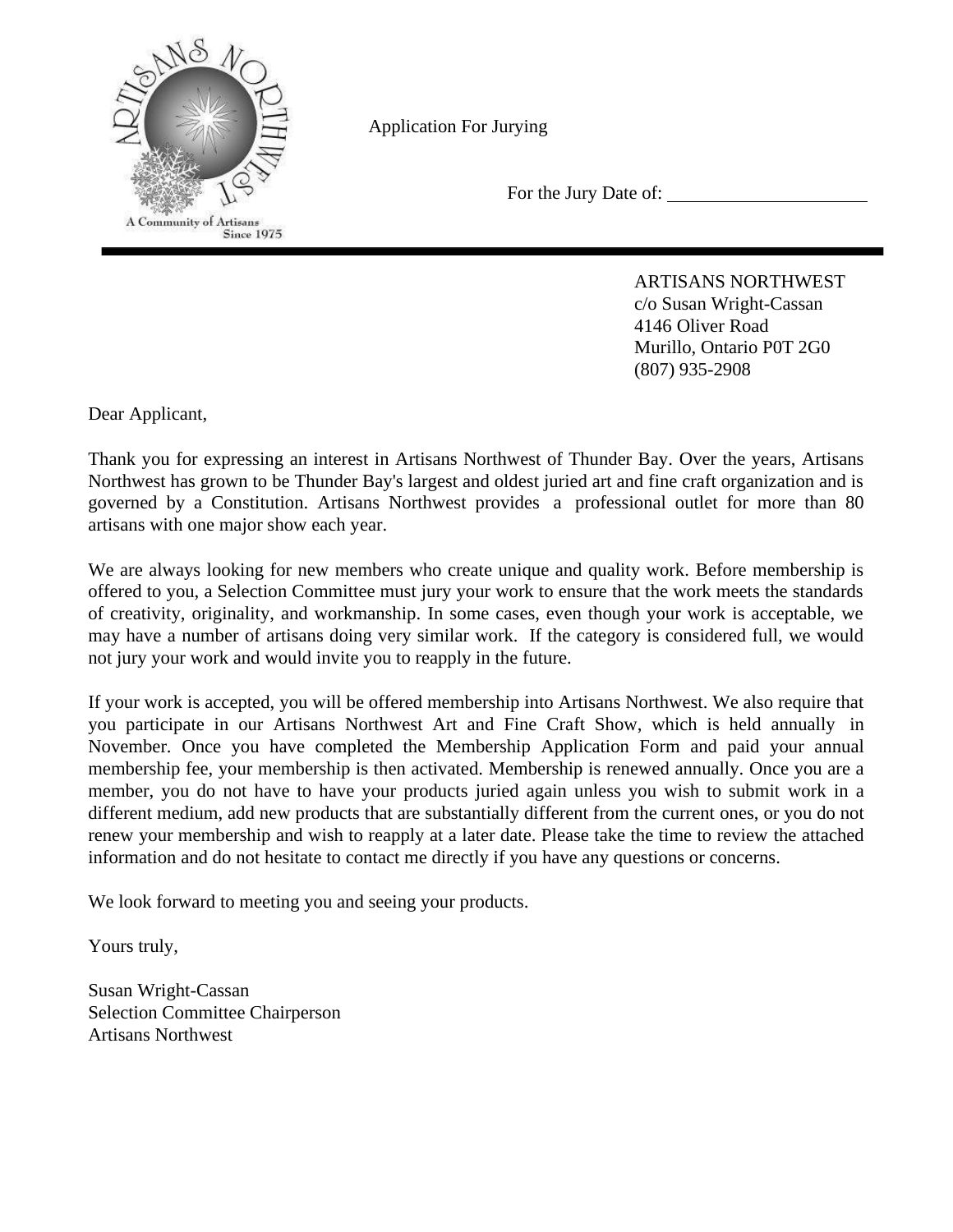Application For Jurying

For the Jury Date of: ____________________

ARTISANS NORTHWEST
c/o Susan Wright-Cassan
4146 Oliver Road
Murillo, Ontario P0T 2G0
(807) 935-2908

Dear Applicant,

Thank you for expressing an interest in Artisans Northwest of Thunder Bay. Over the years, Artisans Northwest has grown to be Thunder Bay's largest and oldest juried art and fine craft organization and is governed by a Constitution. Artisans Northwest provides a professional outlet for more than 80 artisans with one major show each year.

We are always looking for new members who create unique and quality work. Before membership is offered to you, a Selection Committee must jury your work to ensure that the work meets the standards of creativity, originality, and workmanship. In some cases, even though your work is acceptable, we may have a number of artisans doing very similar work. If the category is considered full, we would not jury your work and would invite you to reapply in the future.

If your work is accepted, you will be offered membership into Artisans Northwest. We also require that you participate in our Artisans Northwest Art and Fine Craft Show, which is held annually in November. Once you have completed the Membership Application Form and paid your annual membership fee, your membership is then activated. Membership is renewed annually. Once you are a member, you do not have to have your products juried again unless you wish to submit work in a different medium, add new products that are substantially different from the current ones, or you do not renew your membership and wish to reapply at a later date. Please take the time to review the attached information and do not hesitate to contact me directly if you have any questions or concerns.

We look forward to meeting you and seeing your products.

Yours truly,

Susan Wright-Cassan
Selection Committee Chairperson
Artisans Northwest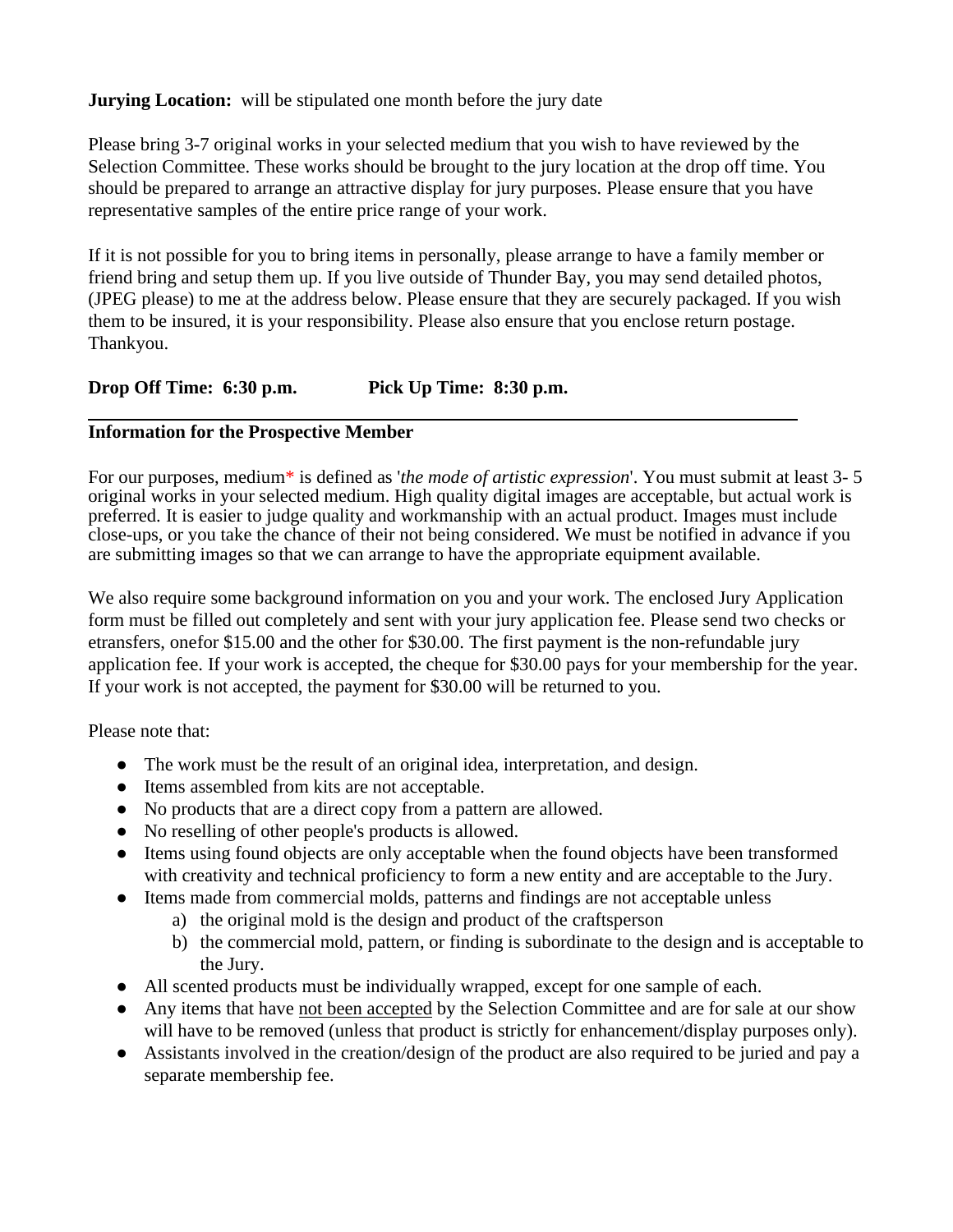**Jurying Location:** will be stipulated one month before the jury date

Please bring 3-7 original works in your selected medium that you wish to have reviewed by the Selection Committee. These works should be brought to the jury location at the drop off time. You should be prepared to arrange an attractive display for jury purposes. Please ensure that you have representative samples of the entire price range of your work.

If it is not possible for you to bring items in personally, please arrange to have a family member or friend bring and setup them up. If you live outside of Thunder Bay, you may send detailed photos, (JPEG please) to me at the address below. Please ensure that they are securely packaged. If you wish them to be insured, it is your responsibility. Please also ensure that you enclose return postage. Thankyou.

**Drop Off Time: 6:30 p.m.** **Pick Up Time: 8:30 p.m.**

---

**Information for the Prospective Member**

For our purposes, medium* is defined as '*the mode of artistic expression*'. You must submit at least 3- 5 original works in your selected medium. High quality digital images are acceptable, but actual work is preferred. It is easier to judge quality and workmanship with an actual product. Images must include close-ups, or you take the chance of their not being considered. We must be notified in advance if you are submitting images so that we can arrange to have the appropriate equipment available.

We also require some background information on you and your work. The enclosed Jury Application form must be filled out completely and sent with your jury application fee. Please send two checks or etransfers, onefor $15.00 and the other for $30.00. The first payment is the non-refundable jury application fee. If your work is accepted, the cheque for $30.00 pays for your membership for the year. If your work is not accepted, the payment for $30.00 will be returned to you.

Please note that:

- The work must be the result of an original idea, interpretation, and design.
- Items assembled from kits are not acceptable.
- No products that are a direct copy from a pattern are allowed.
- No reselling of other people's products is allowed.
- Items using found objects are only acceptable when the found objects have been transformed with creativity and technical proficiency to form a new entity and are acceptable to the Jury.
- Items made from commercial molds, patterns and findings are not acceptable unless
  a) the original mold is the design and product of the craftsperson
  b) the commercial mold, pattern, or finding is subordinate to the design and is acceptable to the Jury.
- All scented products must be individually wrapped, except for one sample of each.
- Any items that have <u>not been accepted</u> by the Selection Committee and are for sale at our show will have to be removed (unless that product is strictly for enhancement/display purposes only).
- Assistants involved in the creation/design of the product are also required to be juried and pay a separate membership fee.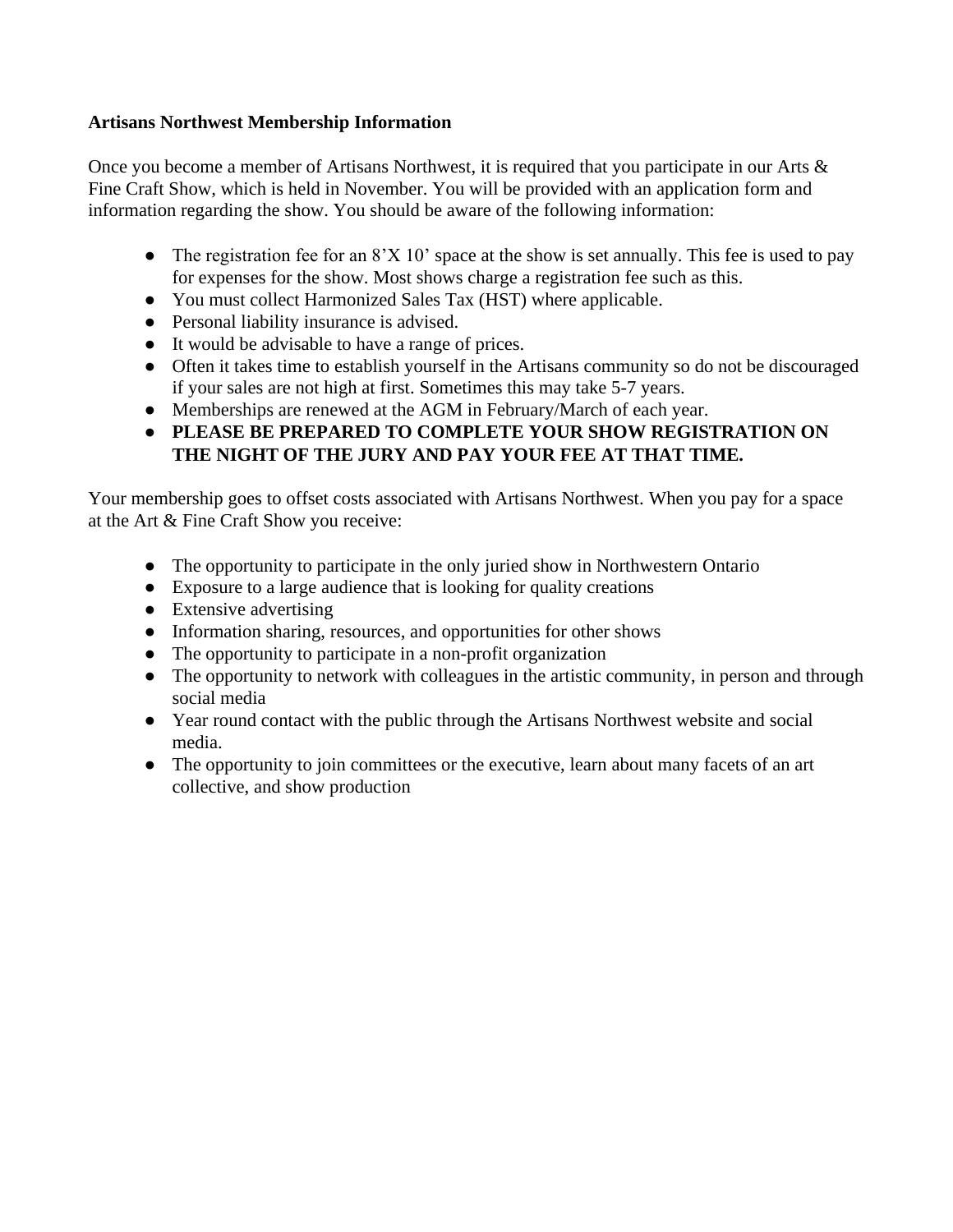**Artisans Northwest Membership Information**

Once you become a member of Artisans Northwest, it is required that you participate in our Arts & Fine Craft Show, which is held in November. You will be provided with an application form and information regarding the show. You should be aware of the following information:

- The registration fee for an 8'X 10' space at the show is set annually. This fee is used to pay for expenses for the show. Most shows charge a registration fee such as this.
- You must collect Harmonized Sales Tax (HST) where applicable.
- Personal liability insurance is advised.
- It would be advisable to have a range of prices.
- Often it takes time to establish yourself in the Artisans community so do not be discouraged if your sales are not high at first. Sometimes this may take 5-7 years.
- Memberships are renewed at the AGM in February/March of each year.
- **PLEASE BE PREPARED TO COMPLETE YOUR SHOW REGISTRATION ON THE NIGHT OF THE JURY AND PAY YOUR FEE AT THAT TIME.**

Your membership goes to offset costs associated with Artisans Northwest. When you pay for a space at the Art & Fine Craft Show you receive:

- The opportunity to participate in the only juried show in Northwestern Ontario
- Exposure to a large audience that is looking for quality creations
- Extensive advertising
- Information sharing, resources, and opportunities for other shows
- The opportunity to participate in a non-profit organization
- The opportunity to network with colleagues in the artistic community, in person and through social media
- Year round contact with the public through the Artisans Northwest website and social media.
- The opportunity to join committees or the executive, learn about many facets of an art collective, and show production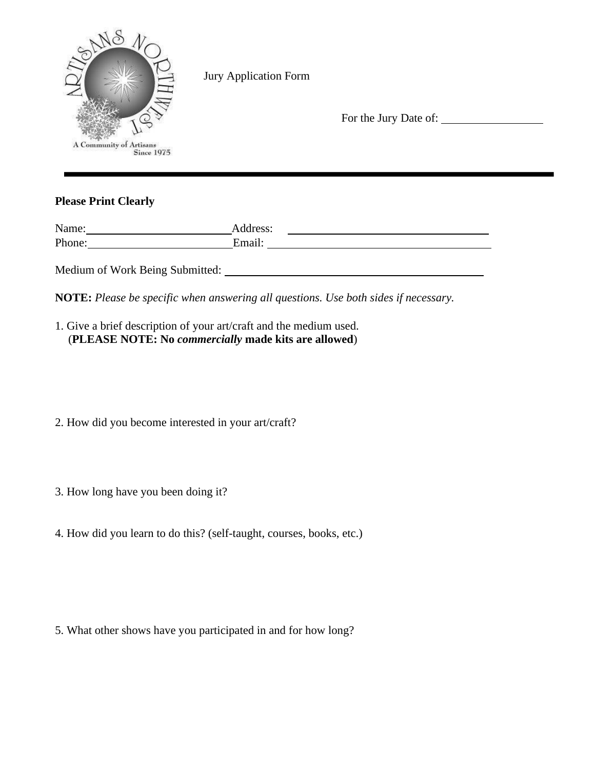Jury Application Form

For the Jury Date of: \_\_\_\_\_\_\_\_\_\_\_\_\_\_\_\_

**Please Print Clearly**

Name: \_\_\_\_\_\_\_\_\_\_\_\_\_\_\_\_\_\_\_\_\_\_\_\_ Address: \_\_\_\_\_\_\_\_\_\_\_\_\_\_\_\_\_\_\_\_\_\_\_\_\_\_\_\_\_\_\_\_\_\_\_\_
Phone: \_\_\_\_\_\_\_\_\_\_\_\_\_\_\_\_\_\_\_\_\_\_\_\_ Email: \_\_\_\_\_\_\_\_\_\_\_\_\_\_\_\_\_\_\_\_\_\_\_\_\_\_\_\_\_\_\_\_\_\_\_\_

Medium of Work Being Submitted: \_\_\_\_\_\_\_\_\_\_\_\_\_\_\_\_\_\_\_\_\_\_\_\_\_\_\_\_\_\_\_\_\_\_\_\_\_\_\_\_

**NOTE:** *Please be specific when answering all questions. Use both sides if necessary.*

1. Give a brief description of your art/craft and the medium used.
   (**PLEASE NOTE: No *commercially* made kits are allowed**)

2. How did you become interested in your art/craft?

3. How long have you been doing it?

4. How did you learn to do this? (self-taught, courses, books, etc.)

5. What other shows have you participated in and for how long?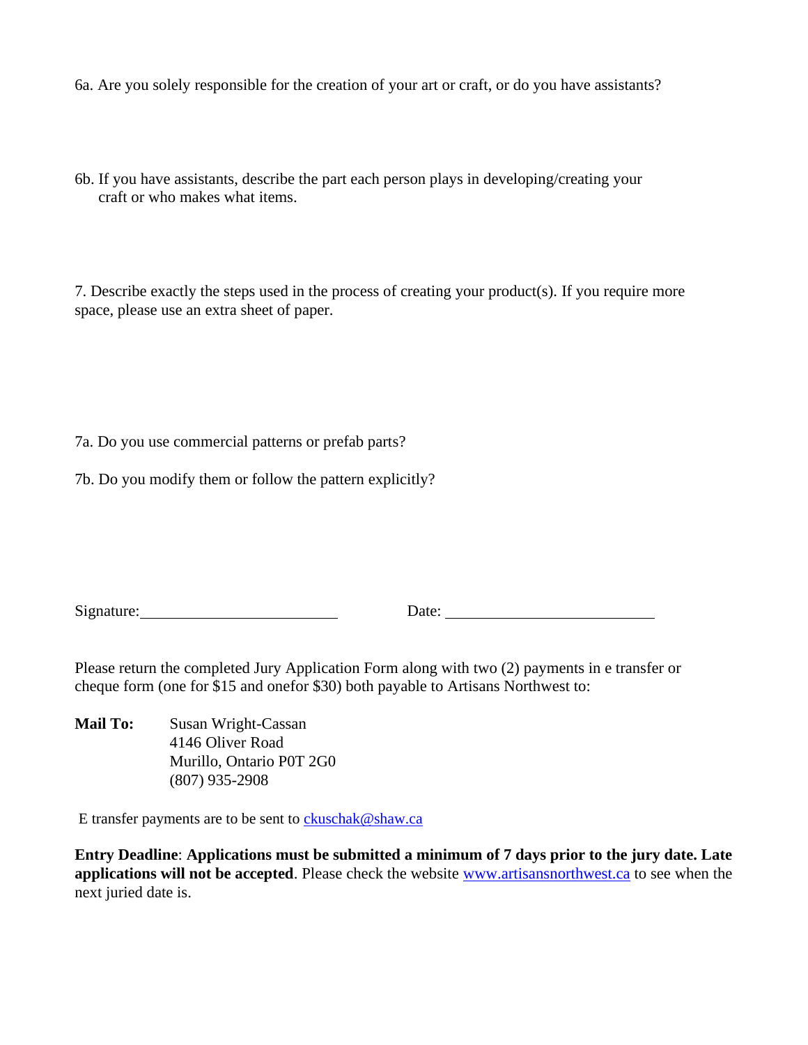6a. Are you solely responsible for the creation of your art or craft, or do you have assistants?

6b. If you have assistants, describe the part each person plays in developing/creating your craft or who makes what items.

7. Describe exactly the steps used in the process of creating your product(s). If you require more space, please use an extra sheet of paper.

7a. Do you use commercial patterns or prefab parts?

7b. Do you modify them or follow the pattern explicitly?

Signature:________________________ Date: _________________________

Please return the completed Jury Application Form along with two (2) payments in e transfer or cheque form (one for $15 and onefor $30) both payable to Artisans Northwest to:

**Mail To:** Susan Wright-Cassan
4146 Oliver Road
Murillo, Ontario P0T 2G0
(807) 935-2908

E transfer payments are to be sent to ckuschak@shaw.ca

**Entry Deadline**: **Applications must be submitted a minimum of 7 days prior to the jury date. Late applications will not be accepted**. Please check the website www.artisansnorthwest.ca to see when the next juried date is.